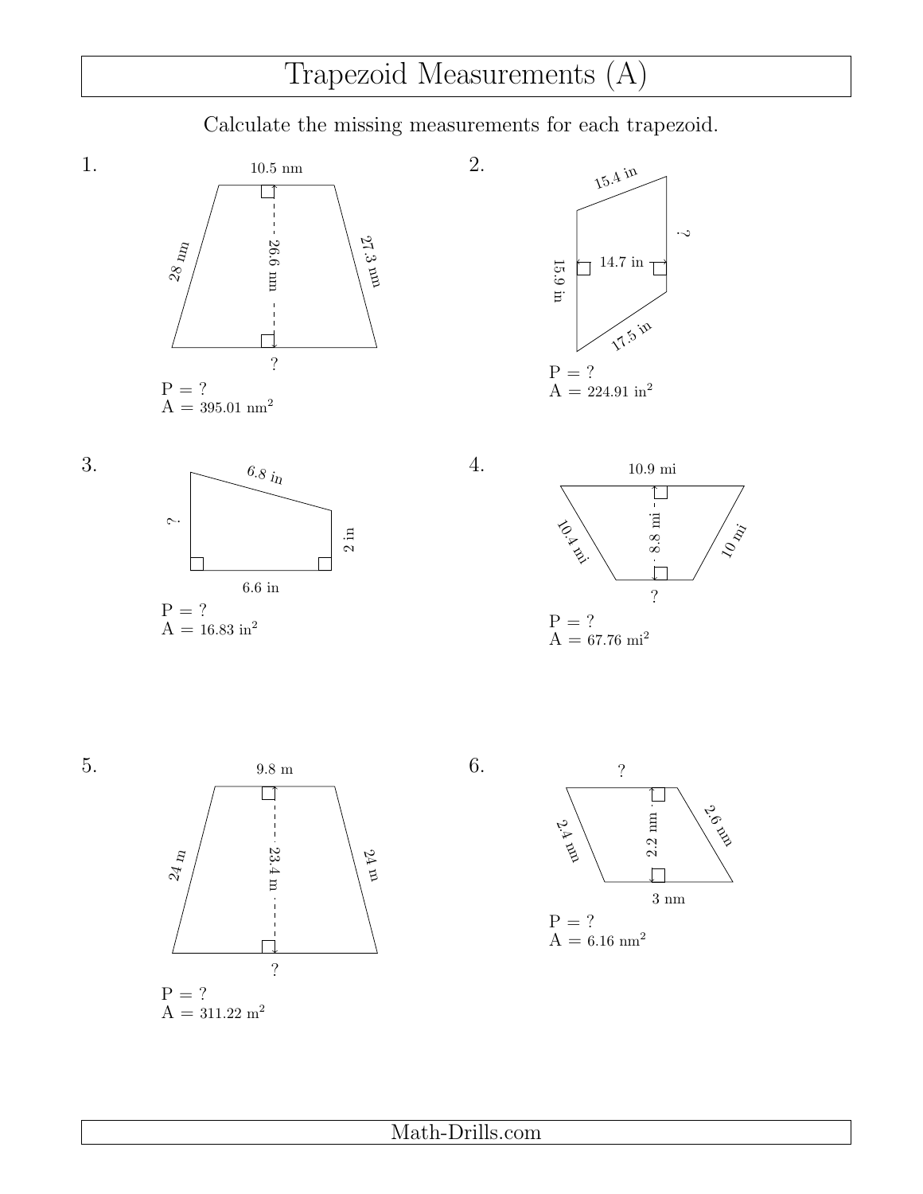# Trapezoid Measurements (A)

Calculate the missing measurements for each trapezoid.

1.

10.5 nm

28 nm

26.6 nm

27.3 nm

?

P = ?
A = 395.01 nm$^2$

2.

15.4 in

?

14.7 in

15.9 in

17.5 in

P = ?
A = 224.91 in$^2$

3.

6.8 in

?

2 in

6.6 in

P = ?
A = 16.83 in$^2$

4.

10.9 mi

10.4 mi

8.8 mi

10 mi

?

P = ?
A = 67.76 mi$^2$

5.

9.8 m

24 m

23.4 m

24 m

?

P = ?
A = 311.22 m$^2$

6.

?

2.4 nm

2.2 nm

2.6 nm

3 nm

P = ?
A = 6.16 nm$^2$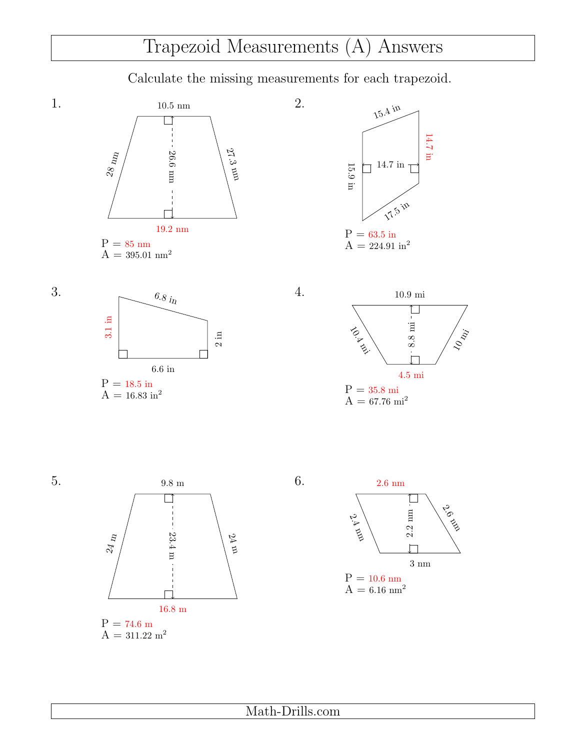# Trapezoid Measurements (A) Answers

Calculate the missing measurements for each trapezoid.

1.

10.5 nm
28 nm
26.6 nm
27.3 nm
19.2 nm

P = 85 nm
A = 395.01 nm$^2$

2.

15.4 in
14.7 in
14.7 in
15.9 in
17.5 in

P = 63.5 in
A = 224.91 in$^2$

3.

6.8 in
3.1 in
2 in
6.6 in

P = 18.5 in
A = 16.83 in$^2$

4.

10.9 mi
10.4 mi
8.8 mi
10 mi
4.5 mi

P = 35.8 mi
A = 67.76 mi$^2$

5.

9.8 m
24 m
23.4 m
24 m
16.8 m

P = 74.6 m
A = 311.22 m$^2$

6.

2.6 nm
2.4 nm
2.2 nm
2.6 nm
3 nm

P = 10.6 nm
A = 6.16 nm$^2$